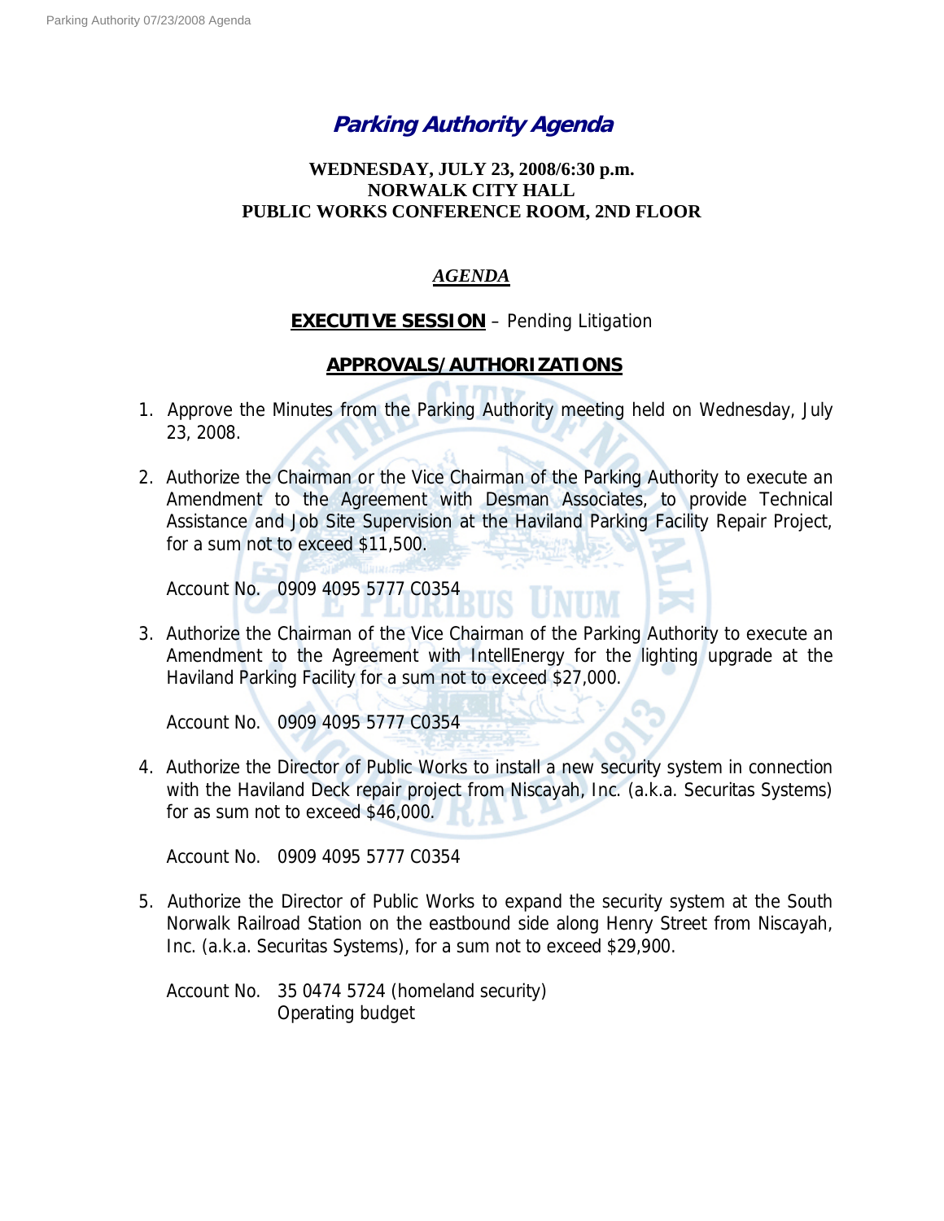# *Parking Authority Agenda*

**WEDNESDAY, JULY 23, 2008/6:30 p.m.**
**NORWALK CITY HALL**
**PUBLIC WORKS CONFERENCE ROOM, 2ND FLOOR**

## *AGENDA*

**EXECUTIVE SESSION** – Pending Litigation

## APPROVALS/AUTHORIZATIONS

1. Approve the Minutes from the Parking Authority meeting held on Wednesday, July 23, 2008.

2. Authorize the Chairman or the Vice Chairman of the Parking Authority to execute an Amendment to the Agreement with Desman Associates, to provide Technical Assistance and Job Site Supervision at the Haviland Parking Facility Repair Project, for a sum not to exceed $11,500.

   Account No. 0909 4095 5777 C0354

3. Authorize the Chairman of the Vice Chairman of the Parking Authority to execute an Amendment to the Agreement with IntellEnergy for the lighting upgrade at the Haviland Parking Facility for a sum not to exceed $27,000.

   Account No. 0909 4095 5777 C0354

4. Authorize the Director of Public Works to install a new security system in connection with the Haviland Deck repair project from Niscayah, Inc. (a.k.a. Securitas Systems) for as sum not to exceed $46,000.

   Account No. 0909 4095 5777 C0354

5. Authorize the Director of Public Works to expand the security system at the South Norwalk Railroad Station on the eastbound side along Henry Street from Niscayah, Inc. (a.k.a. Securitas Systems), for a sum not to exceed $29,900.

   Account No. 35 0474 5724 (homeland security)
   Operating budget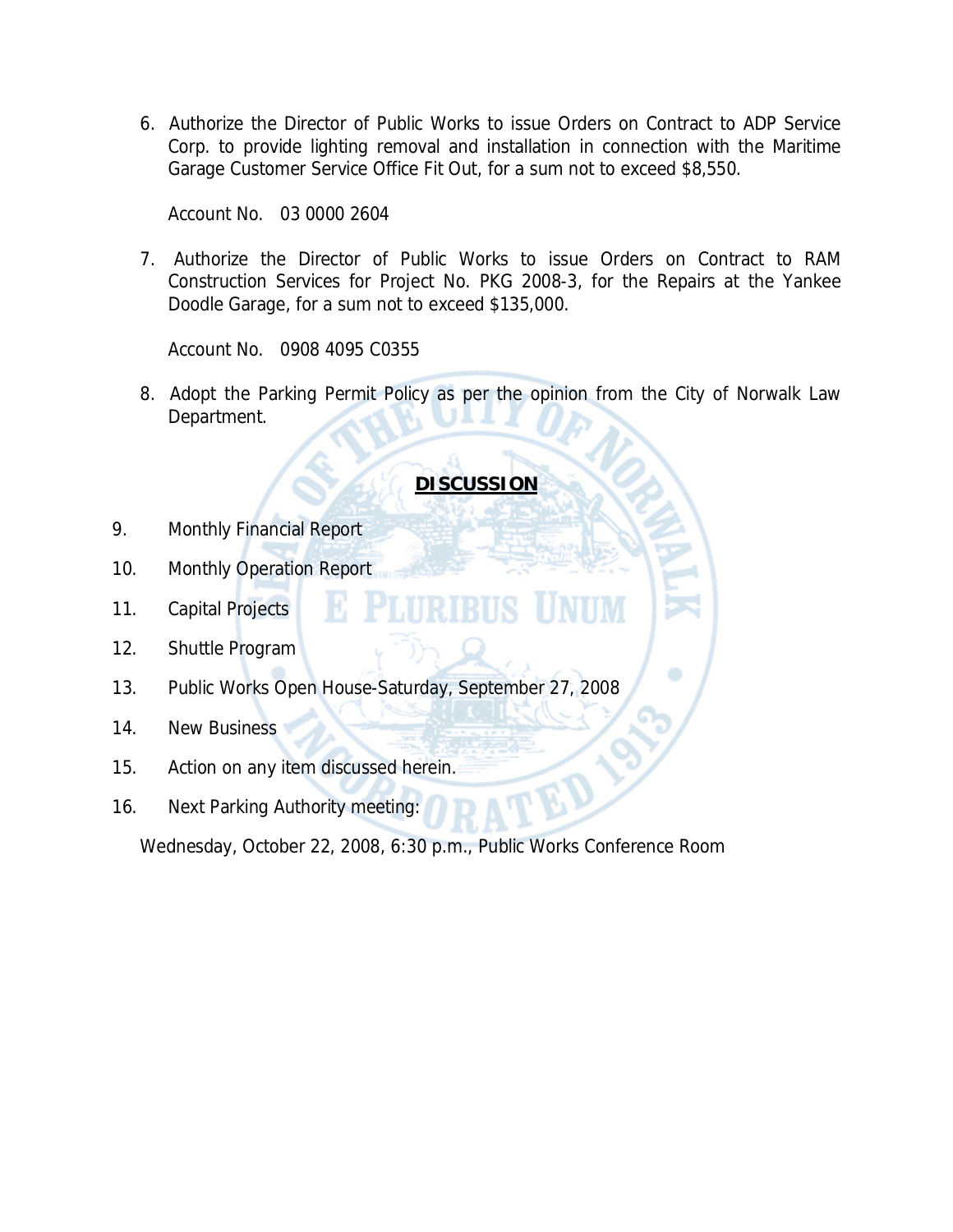6. Authorize the Director of Public Works to issue Orders on Contract to ADP Service Corp. to provide lighting removal and installation in connection with the Maritime Garage Customer Service Office Fit Out, for a sum not to exceed $8,550.

   Account No. 03 0000 2604

7. Authorize the Director of Public Works to issue Orders on Contract to RAM Construction Services for Project No. PKG 2008-3, for the Repairs at the Yankee Doodle Garage, for a sum not to exceed $135,000.

   Account No. 0908 4095 C0355

8. Adopt the Parking Permit Policy as per the opinion from the City of Norwalk Law Department.

## **DISCUSSION**

9. Monthly Financial Report
10. Monthly Operation Report
11. Capital Projects
12. Shuttle Program
13. Public Works Open House-Saturday, September 27, 2008
14. New Business
15. Action on any item discussed herein.
16. Next Parking Authority meeting:

Wednesday, October 22, 2008, 6:30 p.m., Public Works Conference Room